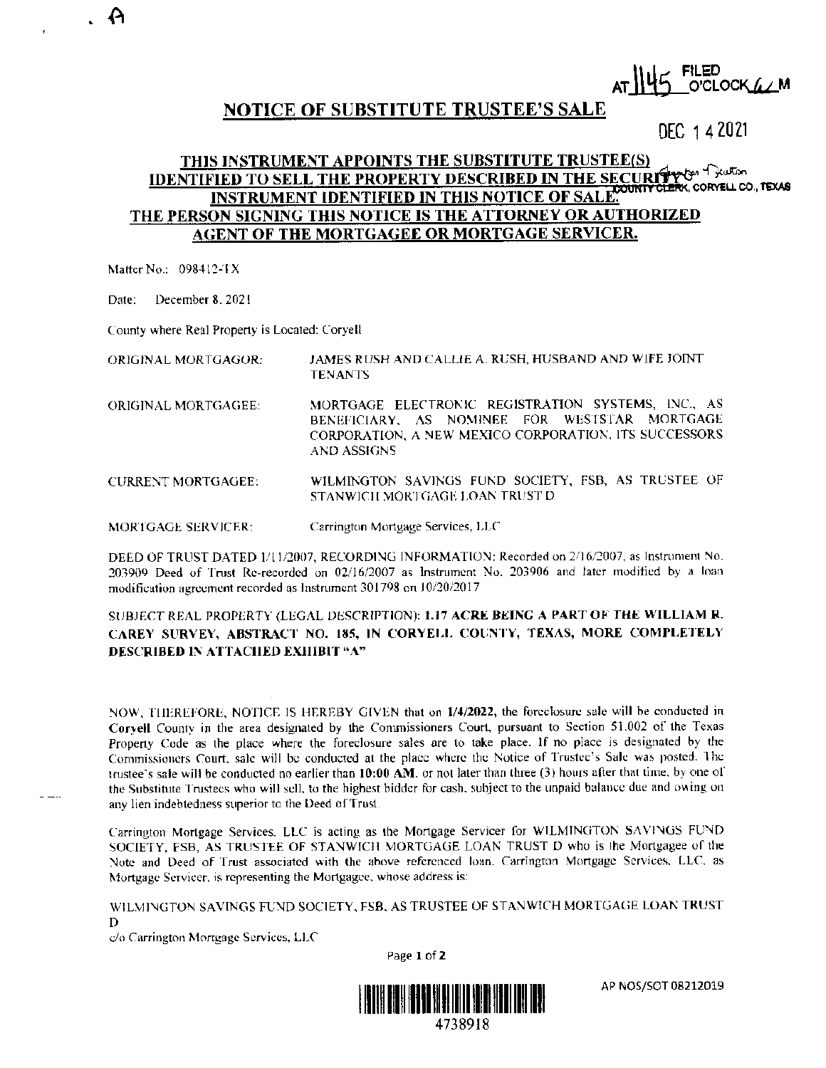A

AT 1145 FILED O'CLOCK A M

DEC 14 2021

# NOTICE OF SUBSTITUTE TRUSTEE'S SALE

**THIS INSTRUMENT APPOINTS THE SUBSTITUTE TRUSTEE(S) IDENTIFIED TO SELL THE PROPERTY DESCRIBED IN THE SECURITY INSTRUMENT IDENTIFIED IN THIS NOTICE OF SALE. THE PERSON SIGNING THIS NOTICE IS THE ATTORNEY OR AUTHORIZED AGENT OF THE MORTGAGEE OR MORTGAGE SERVICER.**

COUNTY CLERK, CORYELL CO., TEXAS

Matter No.: 098412-TX

Date: December 8, 2021

County where Real Property is Located: Coryell

ORIGINAL MORTGAGOR: JAMES RUSH AND CALLIE A. RUSH, HUSBAND AND WIFE JOINT TENANTS

ORIGINAL MORTGAGEE: MORTGAGE ELECTRONIC REGISTRATION SYSTEMS, INC., AS BENEFICIARY, AS NOMINEE FOR WESTSTAR MORTGAGE CORPORATION, A NEW MEXICO CORPORATION, ITS SUCCESSORS AND ASSIGNS

CURRENT MORTGAGEE: WILMINGTON SAVINGS FUND SOCIETY, FSB, AS TRUSTEE OF STANWICH MORTGAGE LOAN TRUST D

MORTGAGE SERVICER: Carrington Mortgage Services, LLC

DEED OF TRUST DATED 1/11/2007, RECORDING INFORMATION: Recorded on 2/16/2007, as Instrument No. 203909 Deed of Trust Re-recorded on 02/16/2007 as Instrument No. 203906 and later modified by a loan modification agreement recorded as Instrument 301798 on 10/20/2017

SUBJECT REAL PROPERTY (LEGAL DESCRIPTION): **1.17 ACRE BEING A PART OF THE WILLIAM R. CAREY SURVEY, ABSTRACT NO. 185, IN CORYELL COUNTY, TEXAS, MORE COMPLETELY DESCRIBED IN ATTACHED EXHIBIT "A"**

NOW, THEREFORE, NOTICE IS HEREBY GIVEN that on **1/4/2022**, the foreclosure sale will be conducted in **Coryell** County in the area designated by the Commissioners Court, pursuant to Section 51.002 of the Texas Property Code as the place where the foreclosure sales are to take place. If no place is designated by the Commissioners Court, sale will be conducted at the place where the Notice of Trustee's Sale was posted. The trustee's sale will be conducted no earlier than **10:00 AM**, or not later than three (3) hours after that time, by one of the Substitute Trustees who will sell, to the highest bidder for cash, subject to the unpaid balance due and owing on any lien indebtedness superior to the Deed of Trust.

Carrington Mortgage Services, LLC is acting as the Mortgage Servicer for WILMINGTON SAVINGS FUND SOCIETY, FSB, AS TRUSTEE OF STANWICH MORTGAGE LOAN TRUST D who is the Mortgagee of the Note and Deed of Trust associated with the above referenced loan. Carrington Mortgage Services, LLC, as Mortgage Servicer, is representing the Mortgagee, whose address is:

WILMINGTON SAVINGS FUND SOCIETY, FSB, AS TRUSTEE OF STANWICH MORTGAGE LOAN TRUST D
c/o Carrington Mortgage Services, LLC

4738918

AP NOS/SOT 08212019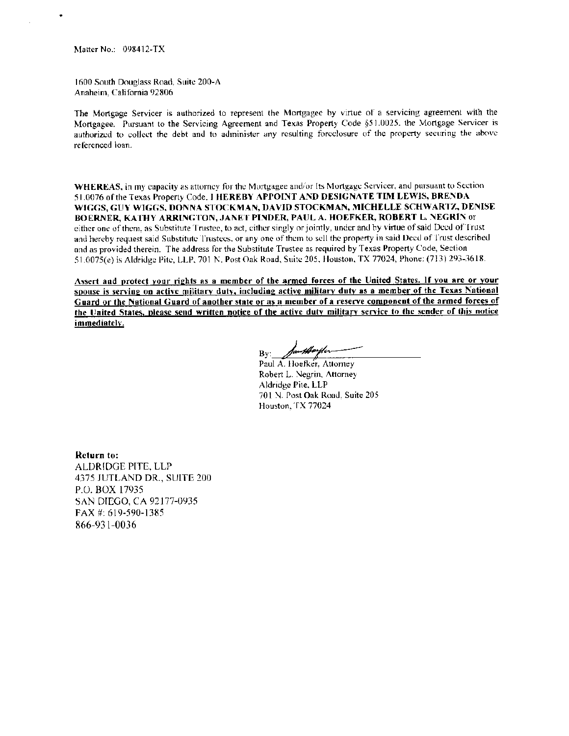Matter No.: 098412-TX

1600 South Douglass Road, Suite 200-A
Anaheim, California 92806

The Mortgage Servicer is authorized to represent the Mortgagee by virtue of a servicing agreement with the Mortgagee. Pursuant to the Servicing Agreement and Texas Property Code §51.0025, the Mortgage Servicer is authorized to collect the debt and to administer any resulting foreclosure of the property securing the above referenced loan.

**WHEREAS**, in my capacity as attorney for the Mortgagee and/or Its Mortgage Servicer, and pursuant to Section 51.0076 of the Texas Property Code, **I HEREBY APPOINT AND DESIGNATE TIM LEWIS, BRENDA WIGGS, GUY WIGGS, DONNA STOCKMAN, DAVID STOCKMAN, MICHELLE SCHWARTZ, DENISE BOERNER, KATHY ARRINGTON, JANET PINDER, PAUL A. HOEFKER, ROBERT L. NEGRIN** or either one of them, as Substitute Trustee, to act, either singly or jointly, under and by virtue of said Deed of Trust and hereby request said Substitute Trustees, or any one of them to sell the property in said Deed of Trust described and as provided therein. The address for the Substitute Trustee as required by Texas Property Code, Section 51.0075(e) is Aldridge Pite, LLP, 701 N. Post Oak Road, Suite 205, Houston, TX 77024, Phone: (713) 293-3618.

**Assert and protect your rights as a member of the armed forces of the United States. If you are or your spouse is serving on active military duty, including active military duty as a member of the Texas National Guard or the National Guard of another state or as a member of a reserve component of the armed forces of the United States, please send written notice of the active duty military service to the sender of this notice immediately.**

By: ____________________
Paul A. Hoefker, Attorney
Robert L. Negrin, Attorney
Aldridge Pite, LLP
701 N. Post Oak Road, Suite 205
Houston, TX 77024

**Return to:**
ALDRIDGE PITE, LLP
4375 JUTLAND DR., SUITE 200
P.O. BOX 17935
SAN DIEGO, CA 92177-0935
FAX #: 619-590-1385
866-931-0036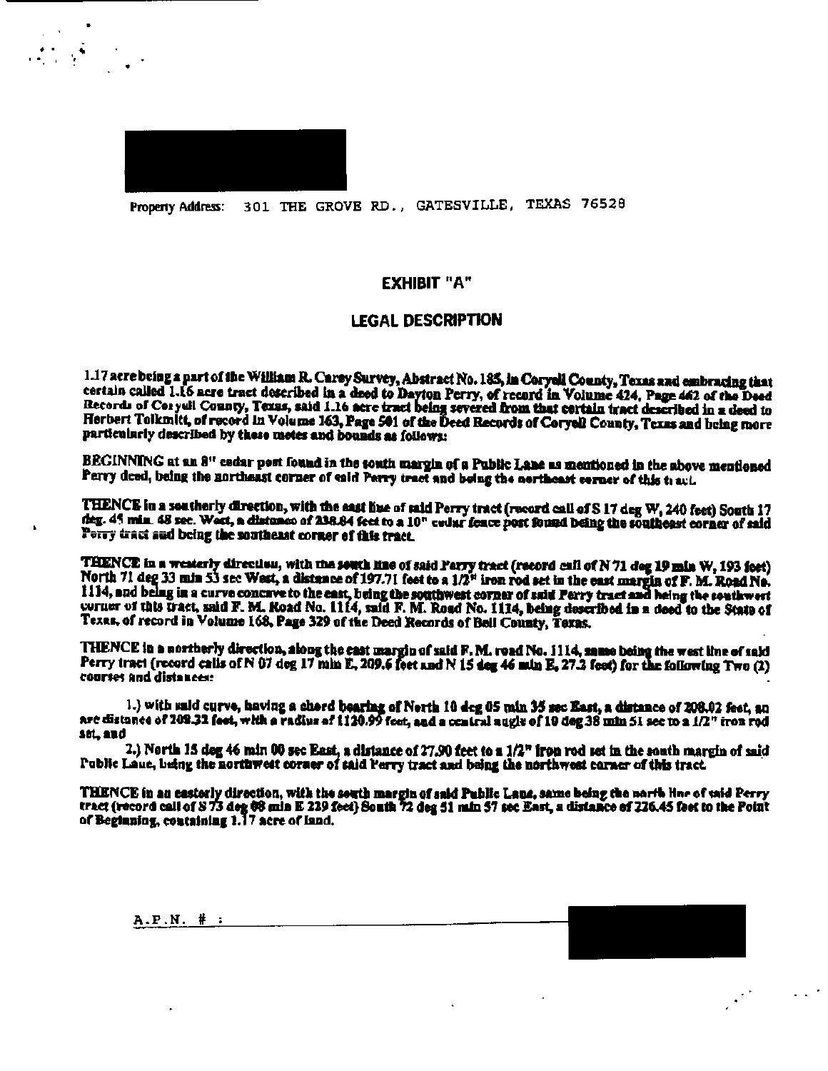Property Address: 301 THE GROVE RD., GATESVILLE, TEXAS 76528

## EXHIBIT "A"

## LEGAL DESCRIPTION

1.17 acre being a part of the William R. Carey Survey, Abstract No. 185, in Coryell County, Texas and embracing that certain called 1.16 acre tract described in a deed to Dayton Perry, of record in Volume 424, Page 462 of the Deed Records of Coryell County, Texas, said 1.16 acre tract being severed from that certain tract described in a deed to Herbert Tolkmitt, of record in Volume 163, Page 501 of the Deed Records of Coryell County, Texas and being more particularly described by these metes and bounds as follows:

BEGINNING at an 8" cedar post found in the south margin of a Public Lane as mentioned in the above mentioned Perry deed, being the northeast corner of said Perry tract and being the northeast corner of this tract.

THENCE in a southerly direction, with the east line of said Perry tract (record call of S 17 deg W, 240 feet) South 17 deg. 45 min. 48 sec. West, a distance of 238.84 feet to a 10" cedar fence post found being the southeast corner of said Perry tract and being the southeast corner of this tract.

THENCE in a westerly direction, with the south line of said Perry tract (record call of N 71 deg 19 min W, 193 feet) North 71 deg 33 min 53 sec West, a distance of 197.71 feet to a 1/2" iron rod set in the east margin of F. M. Road No. 1114, and being in a curve concave to the east, being the southwest corner of said Perry tract and being the southwest corner of this tract, said F. M. Road No. 1114, said F. M. Road No. 1114, being described in a deed to the State of Texas, of record in Volume 168, Page 329 of the Deed Records of Bell County, Texas.

THENCE in a northerly direction, along the east margin of said F. M. road No. 1114, same being the west line of said Perry tract (record calls of N 07 deg 17 min E, 209.6 feet and N 15 deg 46 min E, 27.2 feet) for the following Two (2) courses and distances:

1.) with said curve, having a chord bearing of North 10 deg 05 min 35 sec East, a distance of 208.02 feet, an arc distance of 208.32 feet, with a radius of 1120.99 feet, and a central angle of 10 deg 38 min 51 sec to a 1/2" iron rod set, and

2.) North 15 deg 46 min 00 sec East, a distance of 27.90 feet to a 1/2" iron rod set in the south margin of said Public Lane, being the northwest corner of said Perry tract and being the northwest corner of this tract.

THENCE in an easterly direction, with the south margin of said Public Lane, same being the north line of said Perry tract (record call of S 73 deg 08 min E 229 feet) South 72 deg 51 min 57 sec East, a distance of 226.45 feet to the Point of Beginning, containing 1.17 acre of land.

A.P.N. # :